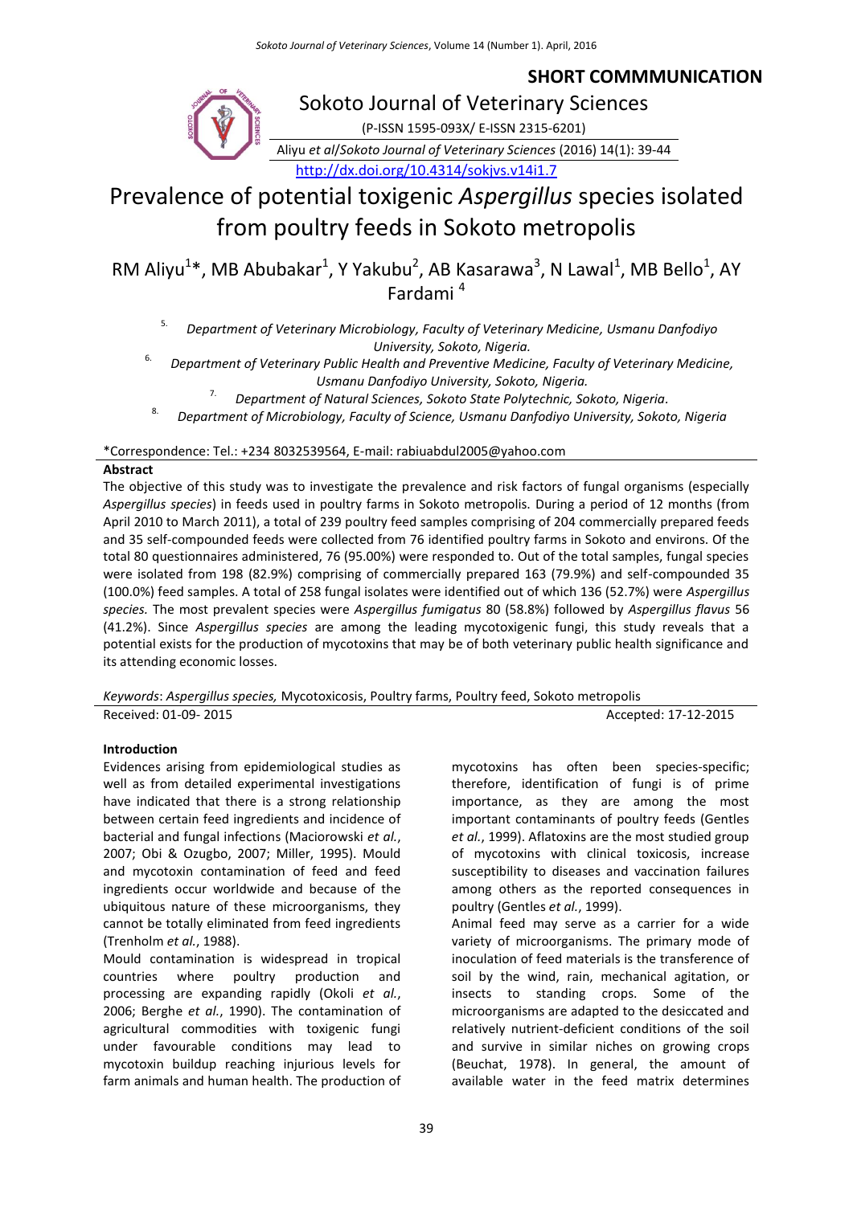**SHORT COMMMUNICATION**

Sokoto Journal of Veterinary Sciences

(P-ISSN 1595-093X/ E-ISSN 2315-6201)

Aliyu *et al*/*Sokoto Journal of Veterinary Sciences* (2016) 14(1): 39-44

http://dx.doi.org/10.4314/sokjvs.v14i1.7

# Prevalence of potential toxigenic *Aspergillus* species isolated from poultry feeds in Sokoto metropolis

RM Aliyu[1]*, MB Abubakar[1], Y Yakubu[2], AB Kasarawa[3], N Lawal[1], MB Bello[1], AY Fardami[4]

5. *Department of Veterinary Microbiology, Faculty of Veterinary Medicine, Usmanu Danfodiyo University, Sokoto, Nigeria.*
6. *Department of Veterinary Public Health and Preventive Medicine, Faculty of Veterinary Medicine, Usmanu Danfodiyo University, Sokoto, Nigeria.*
7. *Department of Natural Sciences, Sokoto State Polytechnic, Sokoto, Nigeria.*
8. *Department of Microbiology, Faculty of Science, Usmanu Danfodiyo University, Sokoto, Nigeria*

*Correspondence: Tel.: +234 8032539564, E-mail: rabiuabdul2005@yahoo.com

**Abstract**

The objective of this study was to investigate the prevalence and risk factors of fungal organisms (especially *Aspergillus species*) in feeds used in poultry farms in Sokoto metropolis. During a period of 12 months (from April 2010 to March 2011), a total of 239 poultry feed samples comprising of 204 commercially prepared feeds and 35 self-compounded feeds were collected from 76 identified poultry farms in Sokoto and environs. Of the total 80 questionnaires administered, 76 (95.00%) were responded to. Out of the total samples, fungal species were isolated from 198 (82.9%) comprising of commercially prepared 163 (79.9%) and self-compounded 35 (100.0%) feed samples. A total of 258 fungal isolates were identified out of which 136 (52.7%) were *Aspergillus species.* The most prevalent species were *Aspergillus fumigatus* 80 (58.8%) followed by *Aspergillus flavus* 56 (41.2%). Since *Aspergillus species* are among the leading mycotoxigenic fungi, this study reveals that a potential exists for the production of mycotoxins that may be of both veterinary public health significance and its attending economic losses.

*Keywords*: *Aspergillus species,* Mycotoxicosis, Poultry farms, Poultry feed, Sokoto metropolis

Received: 01-09- 2015 Accepted: 17-12-2015

**Introduction**

Evidences arising from epidemiological studies as well as from detailed experimental investigations have indicated that there is a strong relationship between certain feed ingredients and incidence of bacterial and fungal infections (Maciorowski *et al.*, 2007; Obi & Ozugbo, 2007; Miller, 1995). Mould and mycotoxin contamination of feed and feed ingredients occur worldwide and because of the ubiquitous nature of these microorganisms, they cannot be totally eliminated from feed ingredients (Trenholm *et al.*, 1988).

Mould contamination is widespread in tropical countries where poultry production and processing are expanding rapidly (Okoli *et al.*, 2006; Berghe *et al.*, 1990). The contamination of agricultural commodities with toxigenic fungi under favourable conditions may lead to mycotoxin buildup reaching injurious levels for farm animals and human health. The production of mycotoxins has often been species-specific; therefore, identification of fungi is of prime importance, as they are among the most important contaminants of poultry feeds (Gentles *et al.*, 1999). Aflatoxins are the most studied group of mycotoxins with clinical toxicosis, increase susceptibility to diseases and vaccination failures among others as the reported consequences in poultry (Gentles *et al.*, 1999).

Animal feed may serve as a carrier for a wide variety of microorganisms. The primary mode of inoculation of feed materials is the transference of soil by the wind, rain, mechanical agitation, or insects to standing crops. Some of the microorganisms are adapted to the desiccated and relatively nutrient-deficient conditions of the soil and survive in similar niches on growing crops (Beuchat, 1978). In general, the amount of available water in the feed matrix determines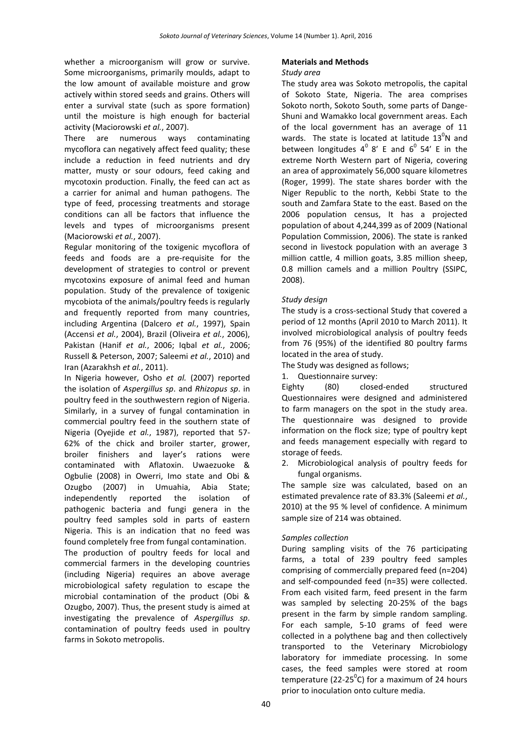whether a microorganism will grow or survive. Some microorganisms, primarily moulds, adapt to the low amount of available moisture and grow actively within stored seeds and grains. Others will enter a survival state (such as spore formation) until the moisture is high enough for bacterial activity (Maciorowski *et al.*, 2007).

There are numerous ways contaminating mycoflora can negatively affect feed quality; these include a reduction in feed nutrients and dry matter, musty or sour odours, feed caking and mycotoxin production. Finally, the feed can act as a carrier for animal and human pathogens. The type of feed, processing treatments and storage conditions can all be factors that influence the levels and types of microorganisms present (Maciorowski *et al.*, 2007).

Regular monitoring of the toxigenic mycoflora of feeds and foods are a pre-requisite for the development of strategies to control or prevent mycotoxins exposure of animal feed and human population. Study of the prevalence of toxigenic mycobiota of the animals/poultry feeds is regularly and frequently reported from many countries, including Argentina (Dalcero *et al.*, 1997), Spain (Accensi *et al.*, 2004), Brazil (Oliveira *et al.*, 2006), Pakistan (Hanif *et al.*, 2006; Iqbal *et al.*, 2006; Russell & Peterson, 2007; Saleemi *et al.*, 2010) and Iran (Azarakhsh *et al.*, 2011).

In Nigeria however, Osho *et al.* (2007) reported the isolation of *Aspergillus sp*. and *Rhizopus sp*. in poultry feed in the southwestern region of Nigeria. Similarly, in a survey of fungal contamination in commercial poultry feed in the southern state of Nigeria (Oyejide *et al.*, 1987), reported that 57-62% of the chick and broiler starter, grower, broiler finishers and layer's rations were contaminated with Aflatoxin. Uwaezuoke & Ogbulie (2008) in Owerri, Imo state and Obi & Ozugbo (2007) in Umuahia, Abia State; independently reported the isolation of pathogenic bacteria and fungi genera in the poultry feed samples sold in parts of eastern Nigeria. This is an indication that no feed was found completely free from fungal contamination.

The production of poultry feeds for local and commercial farmers in the developing countries (including Nigeria) requires an above average microbiological safety regulation to escape the microbial contamination of the product (Obi & Ozugbo, 2007). Thus, the present study is aimed at investigating the prevalence of *Aspergillus sp*. contamination of poultry feeds used in poultry farms in Sokoto metropolis.

**Materials and Methods**

*Study area*

The study area was Sokoto metropolis, the capital of Sokoto State, Nigeria. The area comprises Sokoto north, Sokoto South, some parts of Dange-Shuni and Wamakko local government areas. Each of the local government has an average of 11 wards. The state is located at latitude $13^0$N and between longitudes $4^0$ 8′ E and $6^0$ 54′ E in the extreme North Western part of Nigeria, covering an area of approximately 56,000 square kilometres (Roger, 1999). The state shares border with the Niger Republic to the north, Kebbi State to the south and Zamfara State to the east. Based on the 2006 population census, It has a projected population of about 4,244,399 as of 2009 (National Population Commission, 2006). The state is ranked second in livestock population with an average 3 million cattle, 4 million goats, 3.85 million sheep, 0.8 million camels and a million Poultry (SSIPC, 2008).

*Study design*

The study is a cross-sectional Study that covered a period of 12 months (April 2010 to March 2011). It involved microbiological analysis of poultry feeds from 76 (95%) of the identified 80 poultry farms located in the area of study.

The Study was designed as follows;

1. Questionnaire survey:

Eighty (80) closed-ended structured Questionnaires were designed and administered to farm managers on the spot in the study area. The questionnaire was designed to provide information on the flock size; type of poultry kept and feeds management especially with regard to storage of feeds.

2. Microbiological analysis of poultry feeds for fungal organisms.

The sample size was calculated, based on an estimated prevalence rate of 83.3% (Saleemi *et al.*, 2010) at the 95 % level of confidence. A minimum sample size of 214 was obtained.

*Samples collection*

During sampling visits of the 76 participating farms, a total of 239 poultry feed samples comprising of commercially prepared feed (n=204) and self-compounded feed (n=35) were collected. From each visited farm, feed present in the farm was sampled by selecting 20-25% of the bags present in the farm by simple random sampling. For each sample, 5-10 grams of feed were collected in a polythene bag and then collectively transported to the Veterinary Microbiology laboratory for immediate processing. In some cases, the feed samples were stored at room temperature (22-25$^0$C) for a maximum of 24 hours prior to inoculation onto culture media.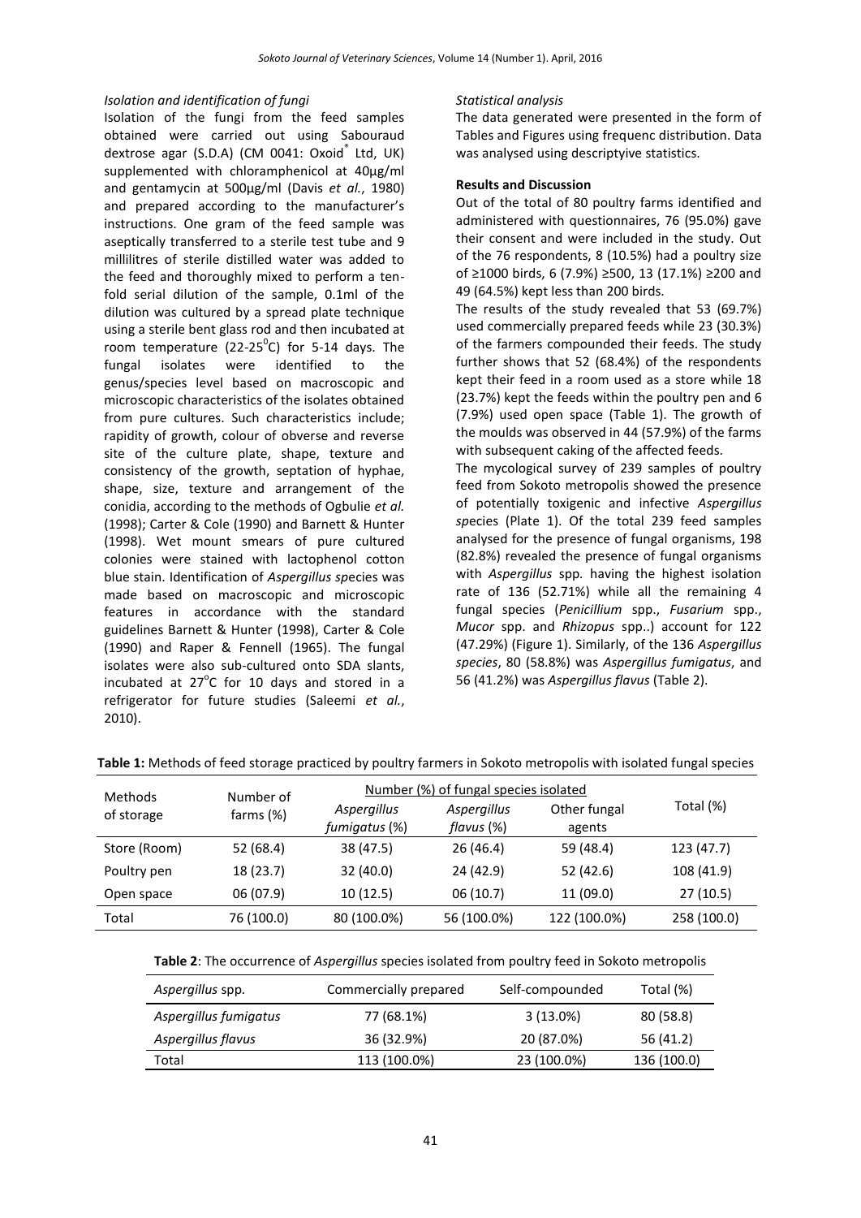*Isolation and identification of fungi*

Isolation of the fungi from the feed samples obtained were carried out using Sabouraud dextrose agar (S.D.A) (CM 0041: Oxoid® Ltd, UK) supplemented with chloramphenicol at 40µg/ml and gentamycin at 500µg/ml (Davis *et al.*, 1980) and prepared according to the manufacturer's instructions. One gram of the feed sample was aseptically transferred to a sterile test tube and 9 millilitres of sterile distilled water was added to the feed and thoroughly mixed to perform a ten-fold serial dilution of the sample, 0.1ml of the dilution was cultured by a spread plate technique using a sterile bent glass rod and then incubated at room temperature (22-25$^0$C) for 5-14 days. The fungal isolates were identified to the genus/species level based on macroscopic and microscopic characteristics of the isolates obtained from pure cultures. Such characteristics include; rapidity of growth, colour of obverse and reverse site of the culture plate, shape, texture and consistency of the growth, septation of hyphae, shape, size, texture and arrangement of the conidia, according to the methods of Ogbulie *et al.* (1998); Carter & Cole (1990) and Barnett & Hunter (1998). Wet mount smears of pure cultured colonies were stained with lactophenol cotton blue stain. Identification of *Aspergillus sp*ecies was made based on macroscopic and microscopic features in accordance with the standard guidelines Barnett & Hunter (1998), Carter & Cole (1990) and Raper & Fennell (1965). The fungal isolates were also sub-cultured onto SDA slants, incubated at 27$^o$C for 10 days and stored in a refrigerator for future studies (Saleemi *et al.*, 2010).

*Statistical analysis*

The data generated were presented in the form of Tables and Figures using frequenc distribution. Data was analysed using descriptyive statistics.

**Results and Discussion**

Out of the total of 80 poultry farms identified and administered with questionnaires, 76 (95.0%) gave their consent and were included in the study. Out of the 76 respondents, 8 (10.5%) had a poultry size of ≥1000 birds, 6 (7.9%) ≥500, 13 (17.1%) ≥200 and 49 (64.5%) kept less than 200 birds.

The results of the study revealed that 53 (69.7%) used commercially prepared feeds while 23 (30.3%) of the farmers compounded their feeds. The study further shows that 52 (68.4%) of the respondents kept their feed in a room used as a store while 18 (23.7%) kept the feeds within the poultry pen and 6 (7.9%) used open space (Table 1). The growth of the moulds was observed in 44 (57.9%) of the farms with subsequent caking of the affected feeds.

The mycological survey of 239 samples of poultry feed from Sokoto metropolis showed the presence of potentially toxigenic and infective *Aspergillus sp*ecies (Plate 1). Of the total 239 feed samples analysed for the presence of fungal organisms, 198 (82.8%) revealed the presence of fungal organisms with *Aspergillus* spp*.* having the highest isolation rate of 136 (52.71%) while all the remaining 4 fungal species (*Penicillium* spp., *Fusarium* spp., *Mucor* spp. and *Rhizopus* spp..) account for 122 (47.29%) (Figure 1). Similarly, of the 136 *Aspergillus species*, 80 (58.8%) was *Aspergillus fumigatus*, and 56 (41.2%) was *Aspergillus flavus* (Table 2).

**Table 1:** Methods of feed storage practiced by poultry farmers in Sokoto metropolis with isolated fungal species

| Methods of storage | Number of farms (%) | Number (%) of fungal species isolated | | | Total (%) |
|---|---|---|---|---|---|
| | | *Aspergillus fumigatus* (%) | *Aspergillus flavus* (%) | Other fungal agents | |
| Store (Room) | 52 (68.4) | 38 (47.5) | 26 (46.4) | 59 (48.4) | 123 (47.7) |
| Poultry pen | 18 (23.7) | 32 (40.0) | 24 (42.9) | 52 (42.6) | 108 (41.9) |
| Open space | 06 (07.9) | 10 (12.5) | 06 (10.7) | 11 (09.0) | 27 (10.5) |
| Total | 76 (100.0) | 80 (100.0%) | 56 (100.0%) | 122 (100.0%) | 258 (100.0) |

**Table 2**: The occurrence of *Aspergillus* species isolated from poultry feed in Sokoto metropolis

| *Aspergillus* spp. | Commercially prepared | Self-compounded | Total (%) |
|---|---|---|---|
| *Aspergillus fumigatus* | 77 (68.1%) | 3 (13.0%) | 80 (58.8) |
| *Aspergillus flavus* | 36 (32.9%) | 20 (87.0%) | 56 (41.2) |
| Total | 113 (100.0%) | 23 (100.0%) | 136 (100.0) |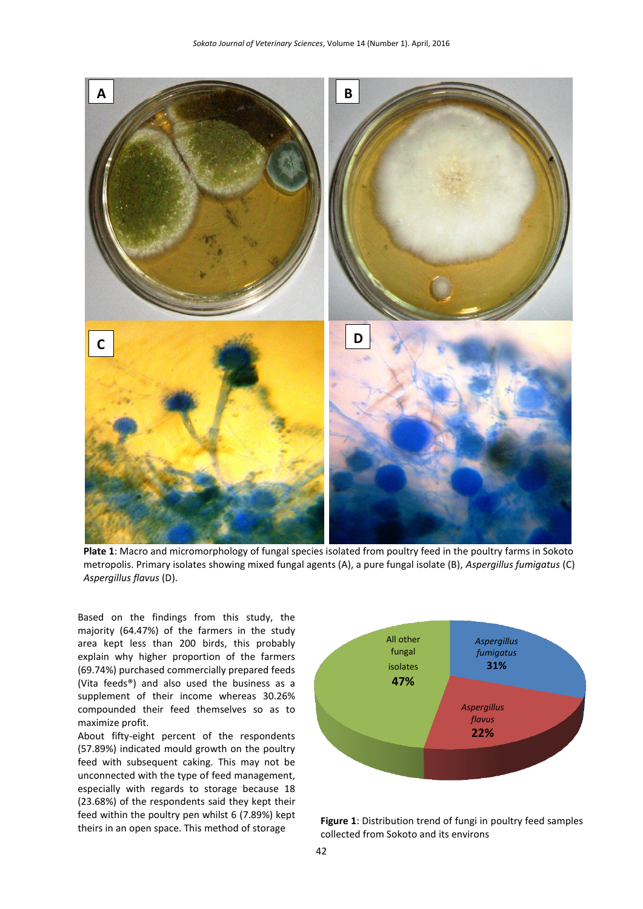Plate 1: Macro and micromorphology of fungal species isolated from poultry feed in the poultry farms in Sokoto metropolis. Primary isolates showing mixed fungal agents (A), a pure fungal isolate (B), *Aspergillus fumigatus* (C) *Aspergillus flavus* (D).

Based on the findings from this study, the majority (64.47%) of the farmers in the study area kept less than 200 birds, this probably explain why higher proportion of the farmers (69.74%) purchased commercially prepared feeds (Vita feeds®) and also used the business as a supplement of their income whereas 30.26% compounded their feed themselves so as to maximize profit.

About fifty-eight percent of the respondents (57.89%) indicated mould growth on the poultry feed with subsequent caking. This may not be unconnected with the type of feed management, especially with regards to storage because 18 (23.68%) of the respondents said they kept their feed within the poultry pen whilst 6 (7.89%) kept theirs in an open space. This method of storage

Figure 1: Distribution trend of fungi in poultry feed samples collected from Sokoto and its environs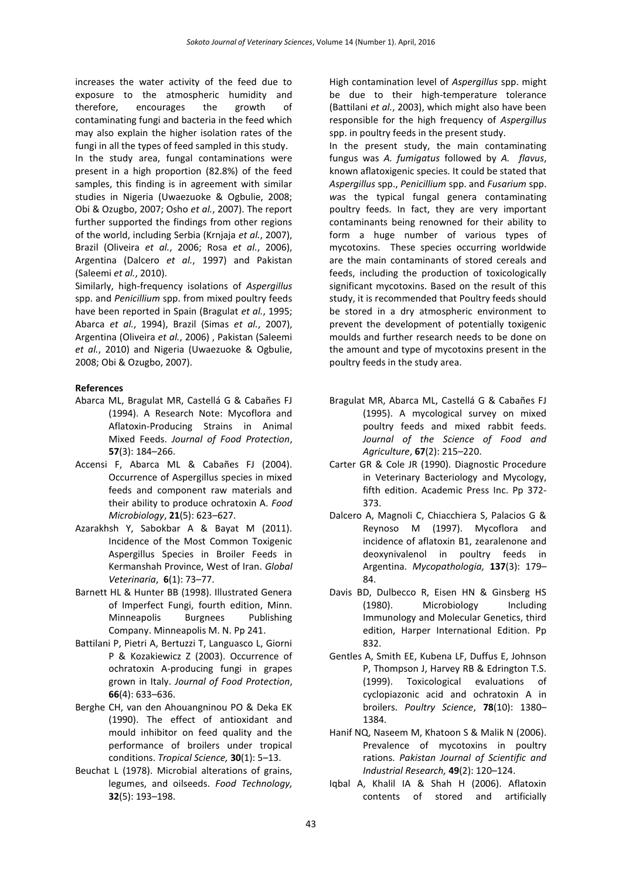increases the water activity of the feed due to exposure to the atmospheric humidity and therefore, encourages the growth of contaminating fungi and bacteria in the feed which may also explain the higher isolation rates of the fungi in all the types of feed sampled in this study.

In the study area, fungal contaminations were present in a high proportion (82.8%) of the feed samples, this finding is in agreement with similar studies in Nigeria (Uwaezuoke & Ogbulie, 2008; Obi & Ozugbo, 2007; Osho *et al.*, 2007). The report further supported the findings from other regions of the world, including Serbia (Krnjaja *et al.*, 2007), Brazil (Oliveira *et al.*, 2006; Rosa *et al.*, 2006), Argentina (Dalcero *et al.*, 1997) and Pakistan (Saleemi *et al.*, 2010).

Similarly, high-frequency isolations of *Aspergillus* spp. and *Penicillium* spp. from mixed poultry feeds have been reported in Spain (Bragulat *et al.*, 1995; Abarca *et al.*, 1994), Brazil (Simas *et al.*, 2007), Argentina (Oliveira *et al.*, 2006) , Pakistan (Saleemi *et al.*, 2010) and Nigeria (Uwaezuoke & Ogbulie, 2008; Obi & Ozugbo, 2007).

High contamination level of *Aspergillus* spp. might be due to their high-temperature tolerance (Battilani *et al.*, 2003), which might also have been responsible for the high frequency of *Aspergillus* spp. in poultry feeds in the present study.

In the present study, the main contaminating fungus was *A. fumigatus* followed by *A. flavus*, known aflatoxigenic species. It could be stated that *Aspergillus* spp., *Penicillium* spp. and *Fusarium* spp. was the typical fungal genera contaminating poultry feeds. In fact, they are very important contaminants being renowned for their ability to form a huge number of various types of mycotoxins. These species occurring worldwide are the main contaminants of stored cereals and feeds, including the production of toxicologically significant mycotoxins. Based on the result of this study, it is recommended that Poultry feeds should be stored in a dry atmospheric environment to prevent the development of potentially toxigenic moulds and further research needs to be done on the amount and type of mycotoxins present in the poultry feeds in the study area.

**References**

Abarca ML, Bragulat MR, Castellá G & Cabañes FJ (1994). A Research Note: Mycoflora and Aflatoxin-Producing Strains in Animal Mixed Feeds. *Journal of Food Protection*, **57**(3): 184–266.

Accensi F, Abarca ML & Cabañes FJ (2004). Occurrence of Aspergillus species in mixed feeds and component raw materials and their ability to produce ochratoxin A. *Food Microbiology*, **21**(5): 623–627.

Azarakhsh Y, Sabokbar A & Bayat M (2011). Incidence of the Most Common Toxigenic Aspergillus Species in Broiler Feeds in Kermanshah Province, West of Iran. *Global Veterinaria*, **6**(1): 73–77.

Barnett HL & Hunter BB (1998). Illustrated Genera of Imperfect Fungi, fourth edition, Minn. Minneapolis Burgnees Publishing Company. Minneapolis M. N. Pp 241.

Battilani P, Pietri A, Bertuzzi T, Languasco L, Giorni P & Kozakiewicz Z (2003). Occurrence of ochratoxin A-producing fungi in grapes grown in Italy. *Journal of Food Protection*, **66**(4): 633–636.

Berghe CH, van den Ahouangninou PO & Deka EK (1990). The effect of antioxidant and mould inhibitor on feed quality and the performance of broilers under tropical conditions. *Tropical Science,* **30**(1): 5–13.

Beuchat L (1978). Microbial alterations of grains, legumes, and oilseeds. *Food Technology,* **32**(5): 193–198.

Bragulat MR, Abarca ML, Castellá G & Cabañes FJ (1995). A mycological survey on mixed poultry feeds and mixed rabbit feeds. *Journal of the Science of Food and Agriculture*, **67**(2): 215–220.

Carter GR & Cole JR (1990). Diagnostic Procedure in Veterinary Bacteriology and Mycology, fifth edition. Academic Press Inc. Pp 372-373.

Dalcero A, Magnoli C, Chiacchiera S, Palacios G & Reynoso M (1997). Mycoflora and incidence of aflatoxin B1, zearalenone and deoxynivalenol in poultry feeds in Argentina. *Mycopathologia,* **137**(3): 179–84.

Davis BD, Dulbecco R, Eisen HN & Ginsberg HS (1980). Microbiology Including Immunology and Molecular Genetics, third edition, Harper International Edition. Pp 832.

Gentles A, Smith EE, Kubena LF, Duffus E, Johnson P, Thompson J, Harvey RB & Edrington T.S. (1999). Toxicological evaluations of cyclopiazonic acid and ochratoxin A in broilers. *Poultry Science*, **78**(10): 1380–1384.

Hanif NQ, Naseem M, Khatoon S & Malik N (2006). Prevalence of mycotoxins in poultry rations. *Pakistan Journal of Scientific and Industrial Research,* **49**(2): 120–124.

Iqbal A, Khalil IA & Shah H (2006). Aflatoxin contents of stored and artificially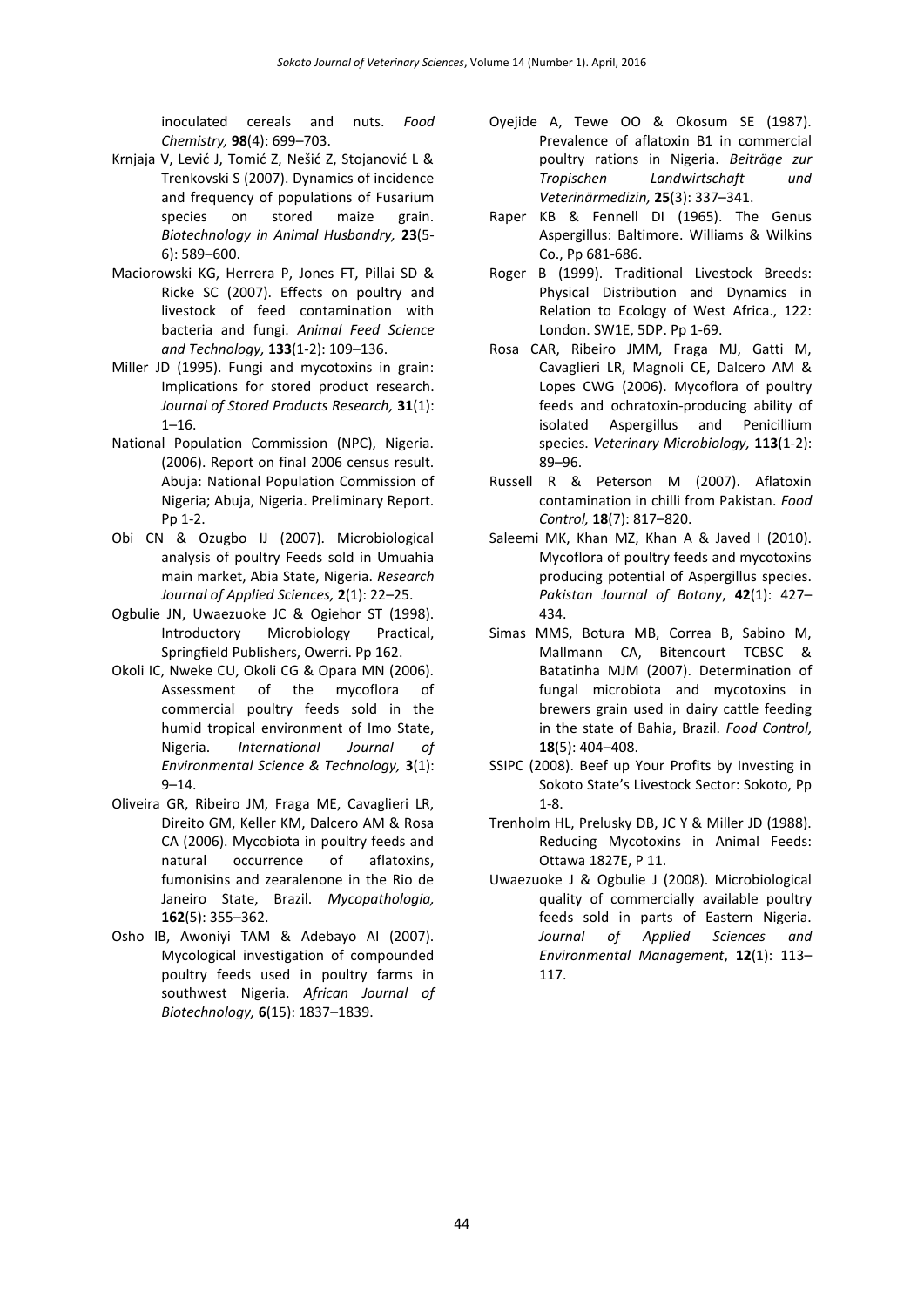inoculated cereals and nuts. *Food Chemistry,* **98**(4): 699–703.

Krnjaja V, Lević J, Tomić Z, Nešić Z, Stojanović L & Trenkovski S (2007). Dynamics of incidence and frequency of populations of Fusarium species on stored maize grain. *Biotechnology in Animal Husbandry,* **23**(5-6): 589–600.

Maciorowski KG, Herrera P, Jones FT, Pillai SD & Ricke SC (2007). Effects on poultry and livestock of feed contamination with bacteria and fungi. *Animal Feed Science and Technology,* **133**(1-2): 109–136.

Miller JD (1995). Fungi and mycotoxins in grain: Implications for stored product research. *Journal of Stored Products Research,* **31**(1): 1–16.

National Population Commission (NPC), Nigeria. (2006). Report on final 2006 census result. Abuja: National Population Commission of Nigeria; Abuja, Nigeria. Preliminary Report. Pp 1-2.

Obi CN & Ozugbo IJ (2007). Microbiological analysis of poultry Feeds sold in Umuahia main market, Abia State, Nigeria. *Research Journal of Applied Sciences,* **2**(1): 22–25.

Ogbulie JN, Uwaezuoke JC & Ogiehor ST (1998). Introductory Microbiology Practical, Springfield Publishers, Owerri. Pp 162.

Okoli IC, Nweke CU, Okoli CG & Opara MN (2006). Assessment of the mycoflora of commercial poultry feeds sold in the humid tropical environment of Imo State, Nigeria. *International Journal of Environmental Science & Technology,* **3**(1): 9–14.

Oliveira GR, Ribeiro JM, Fraga ME, Cavaglieri LR, Direito GM, Keller KM, Dalcero AM & Rosa CA (2006). Mycobiota in poultry feeds and natural occurrence of aflatoxins, fumonisins and zearalenone in the Rio de Janeiro State, Brazil. *Mycopathologia,* **162**(5): 355–362.

Osho IB, Awoniyi TAM & Adebayo AI (2007). Mycological investigation of compounded poultry feeds used in poultry farms in southwest Nigeria. *African Journal of Biotechnology,* **6**(15): 1837–1839.

Oyejide A, Tewe OO & Okosum SE (1987). Prevalence of aflatoxin B1 in commercial poultry rations in Nigeria. *Beiträge zur Tropischen Landwirtschaft und Veterinärmedizin,* **25**(3): 337–341.

Raper KB & Fennell DI (1965). The Genus Aspergillus: Baltimore. Williams & Wilkins Co., Pp 681-686.

Roger B (1999). Traditional Livestock Breeds: Physical Distribution and Dynamics in Relation to Ecology of West Africa., 122: London. SW1E, 5DP. Pp 1-69.

Rosa CAR, Ribeiro JMM, Fraga MJ, Gatti M, Cavaglieri LR, Magnoli CE, Dalcero AM & Lopes CWG (2006). Mycoflora of poultry feeds and ochratoxin-producing ability of isolated Aspergillus and Penicillium species. *Veterinary Microbiology,* **113**(1-2): 89–96.

Russell R & Peterson M (2007). Aflatoxin contamination in chilli from Pakistan. *Food Control,* **18**(7): 817–820.

Saleemi MK, Khan MZ, Khan A & Javed I (2010). Mycoflora of poultry feeds and mycotoxins producing potential of Aspergillus species. *Pakistan Journal of Botany*, **42**(1): 427–434.

Simas MMS, Botura MB, Correa B, Sabino M, Mallmann CA, Bitencourt TCBSC & Batatinha MJM (2007). Determination of fungal microbiota and mycotoxins in brewers grain used in dairy cattle feeding in the state of Bahia, Brazil. *Food Control,* **18**(5): 404–408.

SSIPC (2008). Beef up Your Profits by Investing in Sokoto State's Livestock Sector: Sokoto, Pp 1-8.

Trenholm HL, Prelusky DB, JC Y & Miller JD (1988). Reducing Mycotoxins in Animal Feeds: Ottawa 1827E, P 11.

Uwaezuoke J & Ogbulie J (2008). Microbiological quality of commercially available poultry feeds sold in parts of Eastern Nigeria. *Journal of Applied Sciences and Environmental Management*, **12**(1): 113–117.